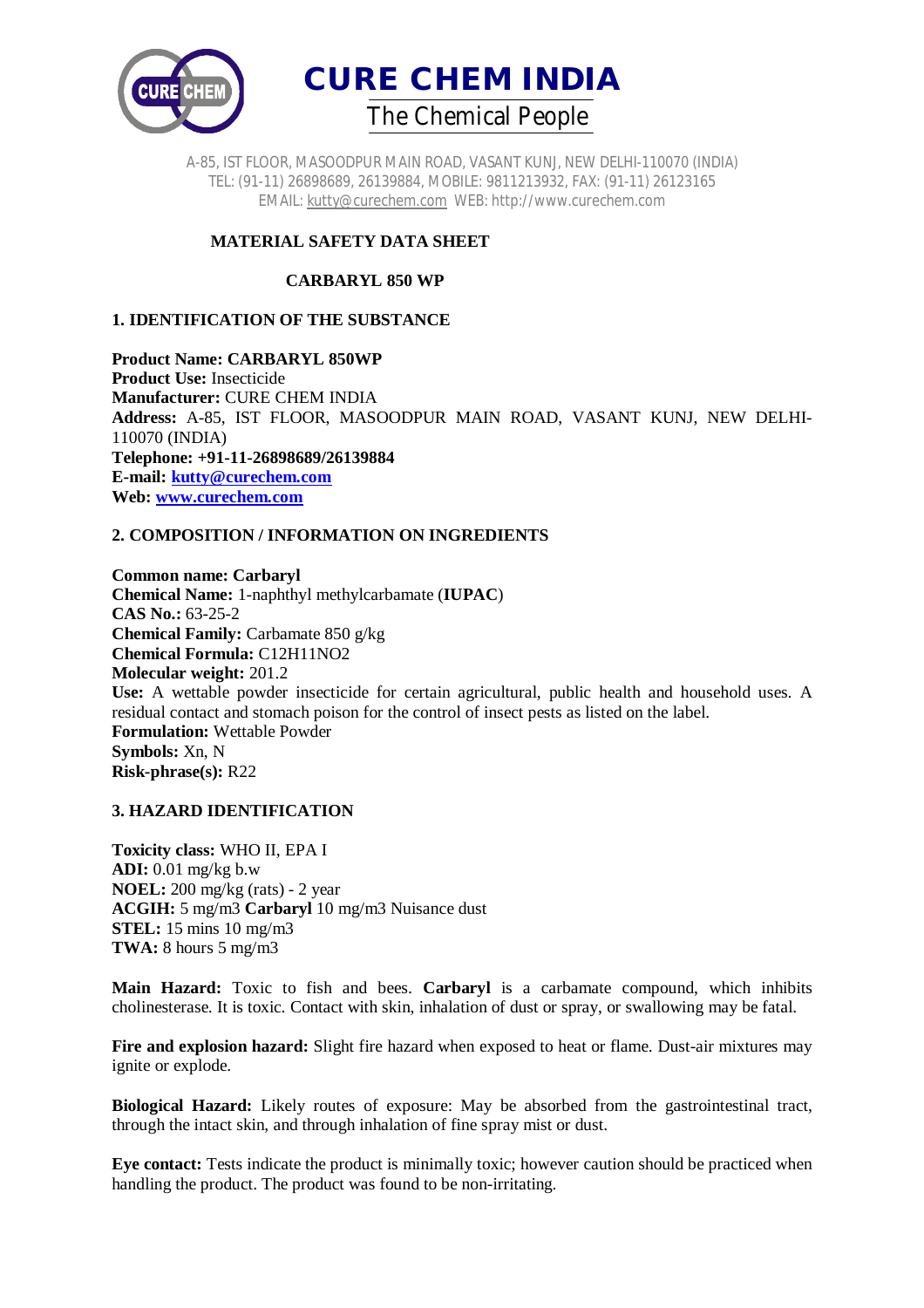# CURE CHEM INDIA

The Chemical People

A-85, IST FLOOR, MASOODPUR MAIN ROAD, VASANT KUNJ, NEW DELHI-110070 (INDIA)
TEL: (91-11) 26898689, 26139884, MOBILE: 9811213932, FAX: (91-11) 26123165
EMAIL: kutty@curechem.com WEB: http://www.curechem.com

## MATERIAL SAFETY DATA SHEET

## CARBARYL 850 WP

### 1. IDENTIFICATION OF THE SUBSTANCE

**Product Name: CARBARYL 850WP**
**Product Use:** Insecticide
**Manufacturer:** CURE CHEM INDIA
**Address:** A-85, IST FLOOR, MASOODPUR MAIN ROAD, VASANT KUNJ, NEW DELHI-110070 (INDIA)
**Telephone: +91-11-26898689/26139884**
**E-mail: kutty@curechem.com**
**Web: www.curechem.com**

### 2. COMPOSITION / INFORMATION ON INGREDIENTS

**Common name: Carbaryl**
**Chemical Name:** 1-naphthyl methylcarbamate (**IUPAC**)
**CAS No.:** 63-25-2
**Chemical Family:** Carbamate 850 g/kg
**Chemical Formula:** $C_{12}H_{11}NO_2$
**Molecular weight:** 201.2
**Use:** A wettable powder insecticide for certain agricultural, public health and household uses. A residual contact and stomach poison for the control of insect pests as listed on the label.
**Formulation:** Wettable Powder
**Symbols:** Xn, N
**Risk-phrase(s):** R22

### 3. HAZARD IDENTIFICATION

**Toxicity class:** WHO II, EPA I
**ADI:** 0.01 mg/kg b.w
**NOEL:** 200 mg/kg (rats) - 2 year
**ACGIH:** 5 mg/m3 **Carbaryl** 10 mg/m3 Nuisance dust
**STEL:** 15 mins 10 mg/m3
**TWA:** 8 hours 5 mg/m3

**Main Hazard:** Toxic to fish and bees. **Carbaryl** is a carbamate compound, which inhibits cholinesterase. It is toxic. Contact with skin, inhalation of dust or spray, or swallowing may be fatal.

**Fire and explosion hazard:** Slight fire hazard when exposed to heat or flame. Dust-air mixtures may ignite or explode.

**Biological Hazard:** Likely routes of exposure: May be absorbed from the gastrointestinal tract, through the intact skin, and through inhalation of fine spray mist or dust.

**Eye contact:** Tests indicate the product is minimally toxic; however caution should be practiced when handling the product. The product was found to be non-irritating.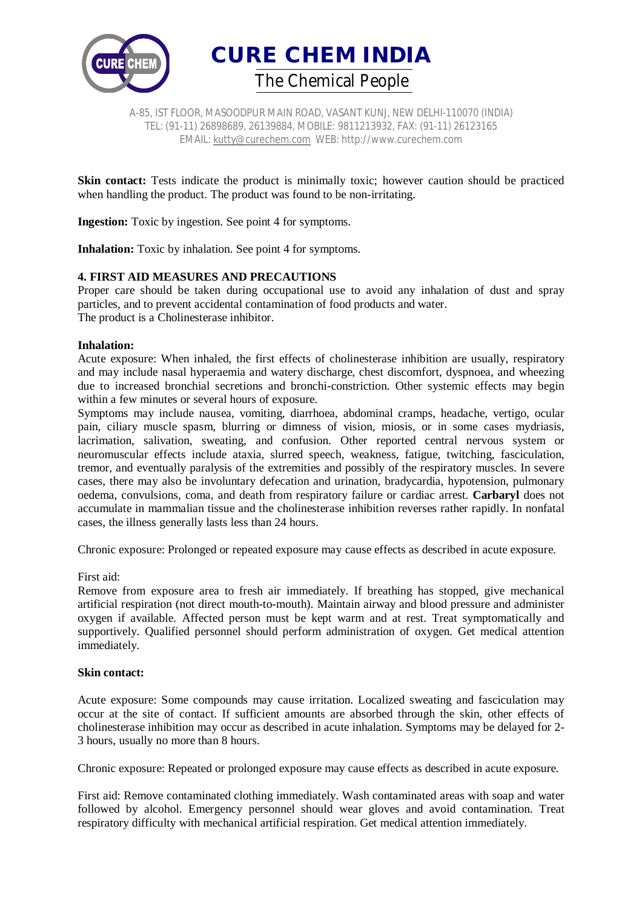**Skin contact:** Tests indicate the product is minimally toxic; however caution should be practiced when handling the product. The product was found to be non-irritating.

**Ingestion:** Toxic by ingestion. See point 4 for symptoms.

**Inhalation:** Toxic by inhalation. See point 4 for symptoms.

## 4. FIRST AID MEASURES AND PRECAUTIONS

Proper care should be taken during occupational use to avoid any inhalation of dust and spray particles, and to prevent accidental contamination of food products and water.
The product is a Cholinesterase inhibitor.

### Inhalation:

Acute exposure: When inhaled, the first effects of cholinesterase inhibition are usually, respiratory and may include nasal hyperaemia and watery discharge, chest discomfort, dyspnoea, and wheezing due to increased bronchial secretions and bronchi-constriction. Other systemic effects may begin within a few minutes or several hours of exposure.
Symptoms may include nausea, vomiting, diarrhoea, abdominal cramps, headache, vertigo, ocular pain, ciliary muscle spasm, blurring or dimness of vision, miosis, or in some cases mydriasis, lacrimation, salivation, sweating, and confusion. Other reported central nervous system or neuromuscular effects include ataxia, slurred speech, weakness, fatigue, twitching, fasciculation, tremor, and eventually paralysis of the extremities and possibly of the respiratory muscles. In severe cases, there may also be involuntary defecation and urination, bradycardia, hypotension, pulmonary oedema, convulsions, coma, and death from respiratory failure or cardiac arrest. **Carbaryl** does not accumulate in mammalian tissue and the cholinesterase inhibition reverses rather rapidly. In nonfatal cases, the illness generally lasts less than 24 hours.

Chronic exposure: Prolonged or repeated exposure may cause effects as described in acute exposure.

First aid:
Remove from exposure area to fresh air immediately. If breathing has stopped, give mechanical artificial respiration (not direct mouth-to-mouth). Maintain airway and blood pressure and administer oxygen if available. Affected person must be kept warm and at rest. Treat symptomatically and supportively. Qualified personnel should perform administration of oxygen. Get medical attention immediately.

### Skin contact:

Acute exposure: Some compounds may cause irritation. Localized sweating and fasciculation may occur at the site of contact. If sufficient amounts are absorbed through the skin, other effects of cholinesterase inhibition may occur as described in acute inhalation. Symptoms may be delayed for 2-3 hours, usually no more than 8 hours.

Chronic exposure: Repeated or prolonged exposure may cause effects as described in acute exposure.

First aid: Remove contaminated clothing immediately. Wash contaminated areas with soap and water followed by alcohol. Emergency personnel should wear gloves and avoid contamination. Treat respiratory difficulty with mechanical artificial respiration. Get medical attention immediately.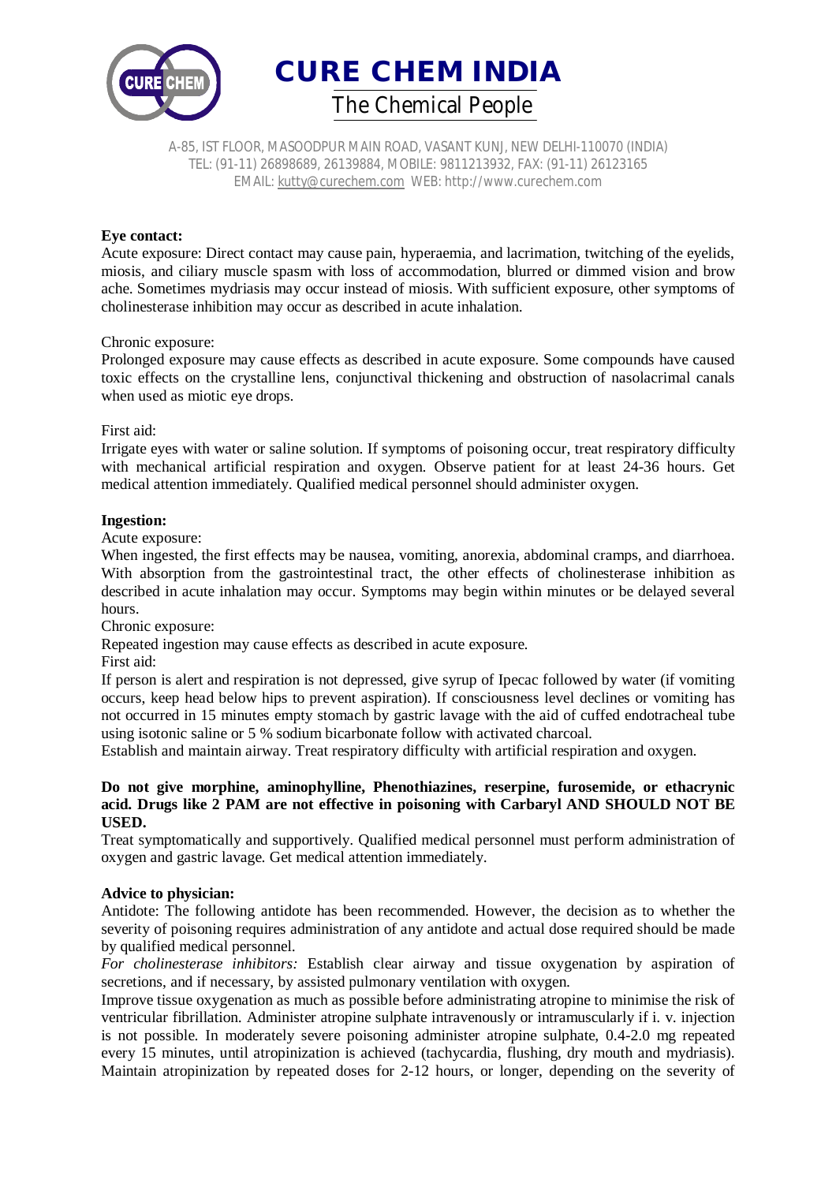**Eye contact:**

Acute exposure: Direct contact may cause pain, hyperaemia, and lacrimation, twitching of the eyelids, miosis, and ciliary muscle spasm with loss of accommodation, blurred or dimmed vision and brow ache. Sometimes mydriasis may occur instead of miosis. With sufficient exposure, other symptoms of cholinesterase inhibition may occur as described in acute inhalation.

Chronic exposure:

Prolonged exposure may cause effects as described in acute exposure. Some compounds have caused toxic effects on the crystalline lens, conjunctival thickening and obstruction of nasolacrimal canals when used as miotic eye drops.

First aid:

Irrigate eyes with water or saline solution. If symptoms of poisoning occur, treat respiratory difficulty with mechanical artificial respiration and oxygen. Observe patient for at least 24-36 hours. Get medical attention immediately. Qualified medical personnel should administer oxygen.

**Ingestion:**

Acute exposure:

When ingested, the first effects may be nausea, vomiting, anorexia, abdominal cramps, and diarrhoea. With absorption from the gastrointestinal tract, the other effects of cholinesterase inhibition as described in acute inhalation may occur. Symptoms may begin within minutes or be delayed several hours.

Chronic exposure:

Repeated ingestion may cause effects as described in acute exposure.

First aid:

If person is alert and respiration is not depressed, give syrup of Ipecac followed by water (if vomiting occurs, keep head below hips to prevent aspiration). If consciousness level declines or vomiting has not occurred in 15 minutes empty stomach by gastric lavage with the aid of cuffed endotracheal tube using isotonic saline or 5 % sodium bicarbonate follow with activated charcoal.

Establish and maintain airway. Treat respiratory difficulty with artificial respiration and oxygen.

**Do not give morphine, aminophylline, Phenothiazines, reserpine, furosemide, or ethacrynic acid. Drugs like 2 PAM are not effective in poisoning with Carbaryl AND SHOULD NOT BE USED.**

Treat symptomatically and supportively. Qualified medical personnel must perform administration of oxygen and gastric lavage. Get medical attention immediately.

**Advice to physician:**

Antidote: The following antidote has been recommended. However, the decision as to whether the severity of poisoning requires administration of any antidote and actual dose required should be made by qualified medical personnel.

*For cholinesterase inhibitors:* Establish clear airway and tissue oxygenation by aspiration of secretions, and if necessary, by assisted pulmonary ventilation with oxygen.

Improve tissue oxygenation as much as possible before administrating atropine to minimise the risk of ventricular fibrillation. Administer atropine sulphate intravenously or intramuscularly if i. v. injection is not possible. In moderately severe poisoning administer atropine sulphate, 0.4-2.0 mg repeated every 15 minutes, until atropinization is achieved (tachycardia, flushing, dry mouth and mydriasis). Maintain atropinization by repeated doses for 2-12 hours, or longer, depending on the severity of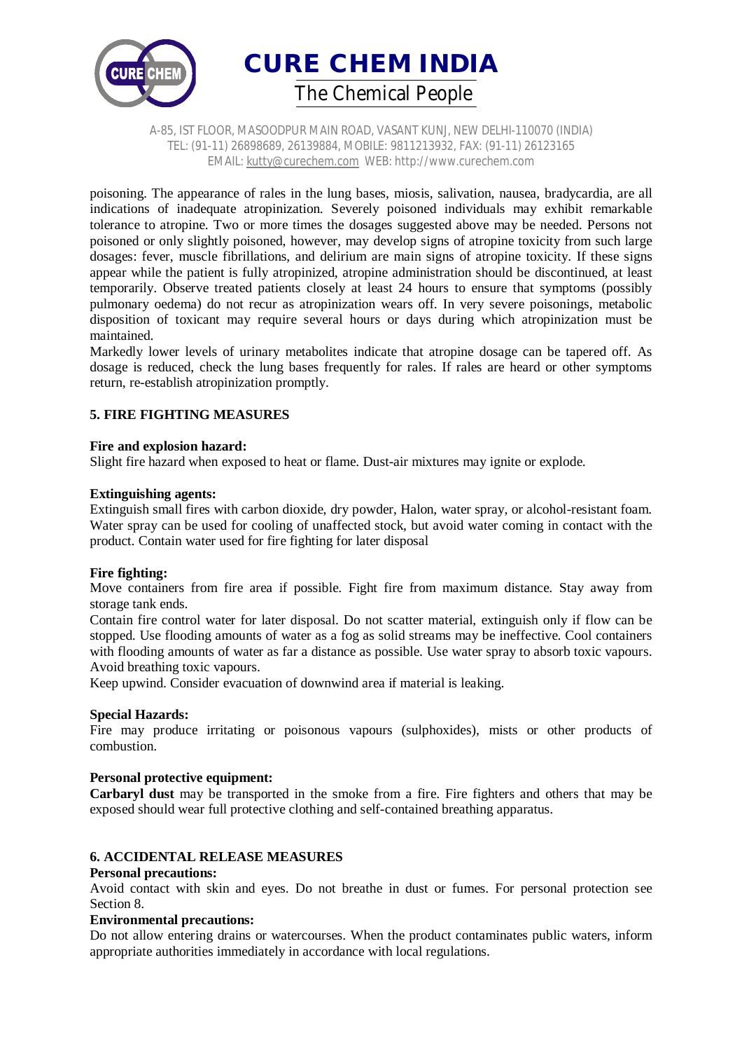poisoning. The appearance of rales in the lung bases, miosis, salivation, nausea, bradycardia, are all indications of inadequate atropinization. Severely poisoned individuals may exhibit remarkable tolerance to atropine. Two or more times the dosages suggested above may be needed. Persons not poisoned or only slightly poisoned, however, may develop signs of atropine toxicity from such large dosages: fever, muscle fibrillations, and delirium are main signs of atropine toxicity. If these signs appear while the patient is fully atropinized, atropine administration should be discontinued, at least temporarily. Observe treated patients closely at least 24 hours to ensure that symptoms (possibly pulmonary oedema) do not recur as atropinization wears off. In very severe poisonings, metabolic disposition of toxicant may require several hours or days during which atropinization must be maintained.
Markedly lower levels of urinary metabolites indicate that atropine dosage can be tapered off. As dosage is reduced, check the lung bases frequently for rales. If rales are heard or other symptoms return, re-establish atropinization promptly.

## 5. FIRE FIGHTING MEASURES

**Fire and explosion hazard:**
Slight fire hazard when exposed to heat or flame. Dust-air mixtures may ignite or explode.

**Extinguishing agents:**
Extinguish small fires with carbon dioxide, dry powder, Halon, water spray, or alcohol-resistant foam. Water spray can be used for cooling of unaffected stock, but avoid water coming in contact with the product. Contain water used for fire fighting for later disposal

**Fire fighting:**
Move containers from fire area if possible. Fight fire from maximum distance. Stay away from storage tank ends.
Contain fire control water for later disposal. Do not scatter material, extinguish only if flow can be stopped. Use flooding amounts of water as a fog as solid streams may be ineffective. Cool containers with flooding amounts of water as far a distance as possible. Use water spray to absorb toxic vapours. Avoid breathing toxic vapours.
Keep upwind. Consider evacuation of downwind area if material is leaking.

**Special Hazards:**
Fire may produce irritating or poisonous vapours (sulphoxides), mists or other products of combustion.

**Personal protective equipment:**
**Carbaryl dust** may be transported in the smoke from a fire. Fire fighters and others that may be exposed should wear full protective clothing and self-contained breathing apparatus.

## 6. ACCIDENTAL RELEASE MEASURES

**Personal precautions:**
Avoid contact with skin and eyes. Do not breathe in dust or fumes. For personal protection see Section 8.

**Environmental precautions:**
Do not allow entering drains or watercourses. When the product contaminates public waters, inform appropriate authorities immediately in accordance with local regulations.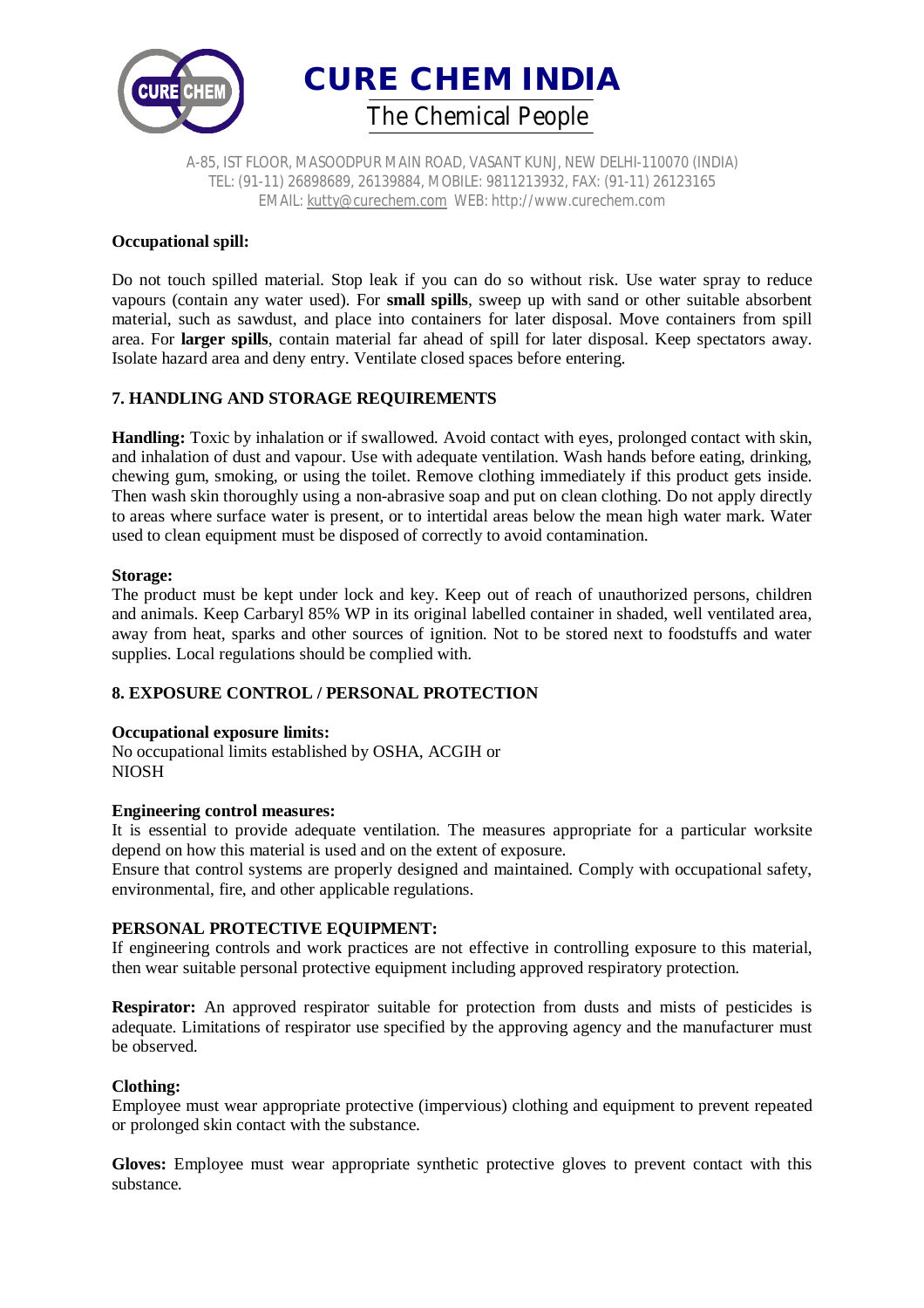**Occupational spill:**

Do not touch spilled material. Stop leak if you can do so without risk. Use water spray to reduce vapours (contain any water used). For **small spills**, sweep up with sand or other suitable absorbent material, such as sawdust, and place into containers for later disposal. Move containers from spill area. For **larger spills**, contain material far ahead of spill for later disposal. Keep spectators away. Isolate hazard area and deny entry. Ventilate closed spaces before entering.

## 7. HANDLING AND STORAGE REQUIREMENTS

**Handling:** Toxic by inhalation or if swallowed. Avoid contact with eyes, prolonged contact with skin, and inhalation of dust and vapour. Use with adequate ventilation. Wash hands before eating, drinking, chewing gum, smoking, or using the toilet. Remove clothing immediately if this product gets inside. Then wash skin thoroughly using a non-abrasive soap and put on clean clothing. Do not apply directly to areas where surface water is present, or to intertidal areas below the mean high water mark. Water used to clean equipment must be disposed of correctly to avoid contamination.

**Storage:**
The product must be kept under lock and key. Keep out of reach of unauthorized persons, children and animals. Keep Carbaryl 85% WP in its original labelled container in shaded, well ventilated area, away from heat, sparks and other sources of ignition. Not to be stored next to foodstuffs and water supplies. Local regulations should be complied with.

## 8. EXPOSURE CONTROL / PERSONAL PROTECTION

**Occupational exposure limits:**
No occupational limits established by OSHA, ACGIH or NIOSH

**Engineering control measures:**
It is essential to provide adequate ventilation. The measures appropriate for a particular worksite depend on how this material is used and on the extent of exposure.
Ensure that control systems are properly designed and maintained. Comply with occupational safety, environmental, fire, and other applicable regulations.

**PERSONAL PROTECTIVE EQUIPMENT:**
If engineering controls and work practices are not effective in controlling exposure to this material, then wear suitable personal protective equipment including approved respiratory protection.

**Respirator:** An approved respirator suitable for protection from dusts and mists of pesticides is adequate. Limitations of respirator use specified by the approving agency and the manufacturer must be observed.

**Clothing:**
Employee must wear appropriate protective (impervious) clothing and equipment to prevent repeated or prolonged skin contact with the substance.

**Gloves:** Employee must wear appropriate synthetic protective gloves to prevent contact with this substance.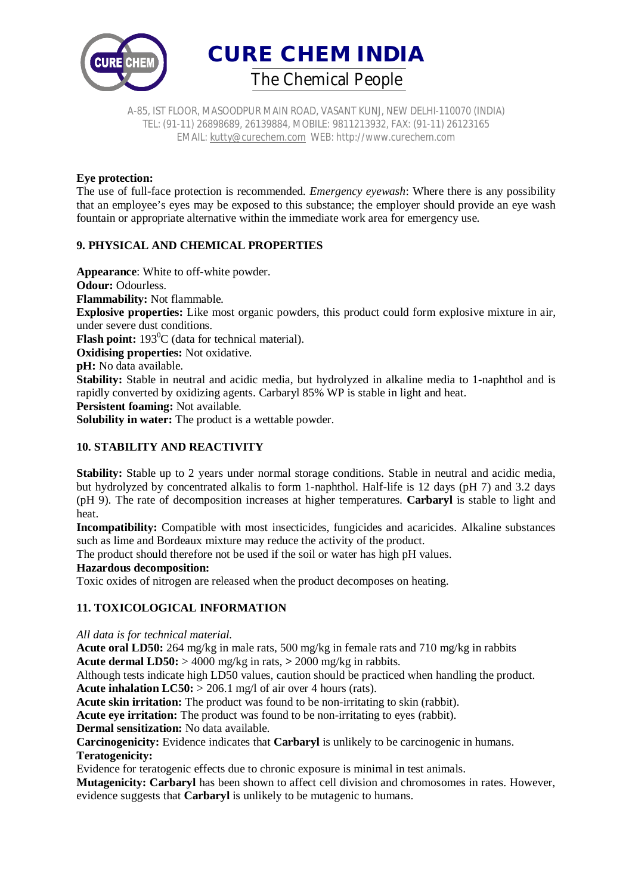**Eye protection:**
The use of full-face protection is recommended. *Emergency eyewash*: Where there is any possibility that an employee's eyes may be exposed to this substance; the employer should provide an eye wash fountain or appropriate alternative within the immediate work area for emergency use.

## 9. PHYSICAL AND CHEMICAL PROPERTIES

**Appearance**: White to off-white powder.
**Odour:** Odourless.
**Flammability:** Not flammable.
**Explosive properties:** Like most organic powders, this product could form explosive mixture in air, under severe dust conditions.
**Flash point:** 193$^{0}$C (data for technical material).
**Oxidising properties:** Not oxidative.
**pH:** No data available.
**Stability:** Stable in neutral and acidic media, but hydrolyzed in alkaline media to 1-naphthol and is rapidly converted by oxidizing agents. Carbaryl 85% WP is stable in light and heat.
**Persistent foaming:** Not available.
**Solubility in water:** The product is a wettable powder.

## 10. STABILITY AND REACTIVITY

**Stability:** Stable up to 2 years under normal storage conditions. Stable in neutral and acidic media, but hydrolyzed by concentrated alkalis to form 1-naphthol. Half-life is 12 days (pH 7) and 3.2 days (pH 9). The rate of decomposition increases at higher temperatures. **Carbaryl** is stable to light and heat.
**Incompatibility:** Compatible with most insecticides, fungicides and acaricides. Alkaline substances such as lime and Bordeaux mixture may reduce the activity of the product.
The product should therefore not be used if the soil or water has high pH values.
**Hazardous decomposition:**
Toxic oxides of nitrogen are released when the product decomposes on heating.

## 11. TOXICOLOGICAL INFORMATION

*All data is for technical material.*
**Acute oral LD50:** 264 mg/kg in male rats, 500 mg/kg in female rats and 710 mg/kg in rabbits
**Acute dermal LD50:** > 4000 mg/kg in rats, **>** 2000 mg/kg in rabbits.
Although tests indicate high LD50 values, caution should be practiced when handling the product.
**Acute inhalation LC50:** > 206.1 mg/l of air over 4 hours (rats).
**Acute skin irritation:** The product was found to be non-irritating to skin (rabbit).
**Acute eye irritation:** The product was found to be non-irritating to eyes (rabbit).
**Dermal sensitization:** No data available.
**Carcinogenicity:** Evidence indicates that **Carbaryl** is unlikely to be carcinogenic in humans.
**Teratogenicity:**
Evidence for teratogenic effects due to chronic exposure is minimal in test animals.
**Mutagenicity: Carbaryl** has been shown to affect cell division and chromosomes in rates. However, evidence suggests that **Carbaryl** is unlikely to be mutagenic to humans.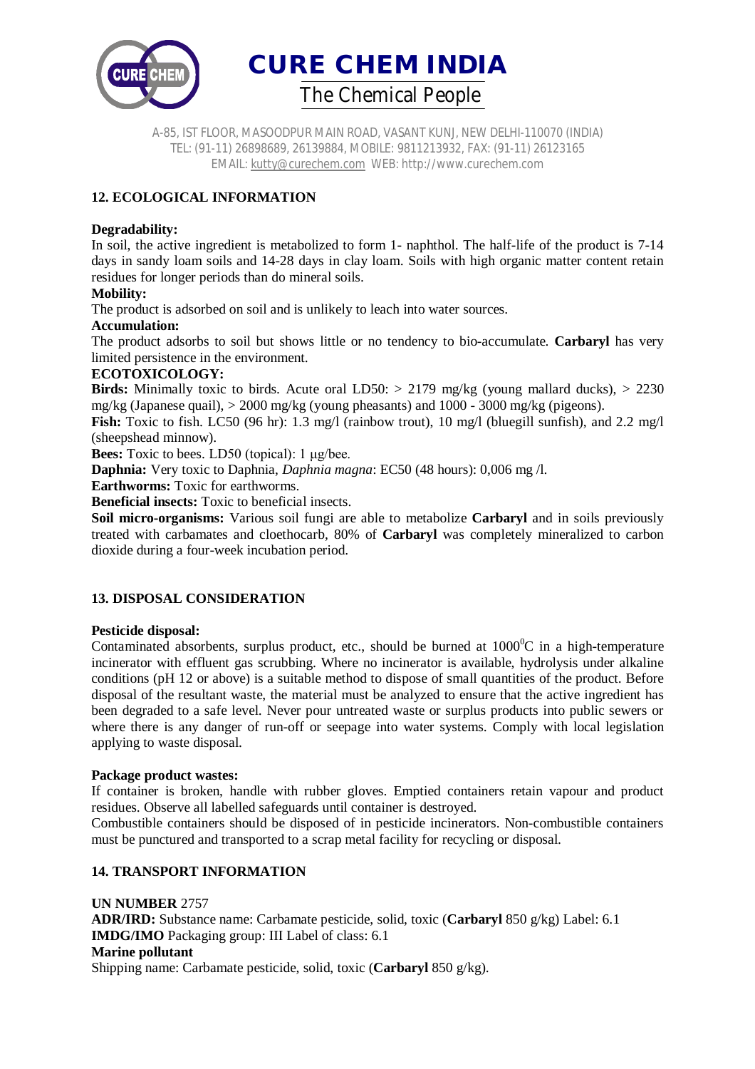## 12. ECOLOGICAL INFORMATION

**Degradability:**
In soil, the active ingredient is metabolized to form 1- naphthol. The half-life of the product is 7-14 days in sandy loam soils and 14-28 days in clay loam. Soils with high organic matter content retain residues for longer periods than do mineral soils.

**Mobility:**
The product is adsorbed on soil and is unlikely to leach into water sources.

**Accumulation:**
The product adsorbs to soil but shows little or no tendency to bio-accumulate. **Carbaryl** has very limited persistence in the environment.

**ECOTOXICOLOGY:**

**Birds:** Minimally toxic to birds. Acute oral LD50: > 2179 mg/kg (young mallard ducks), > 2230 mg/kg (Japanese quail), > 2000 mg/kg (young pheasants) and 1000 - 3000 mg/kg (pigeons).

**Fish:** Toxic to fish. LC50 (96 hr): 1.3 mg/l (rainbow trout), 10 mg/l (bluegill sunfish), and 2.2 mg/l (sheepshead minnow).

**Bees:** Toxic to bees. LD50 (topical): 1 µg/bee.

**Daphnia:** Very toxic to Daphnia, *Daphnia magna*: EC50 (48 hours): 0,006 mg /l.

**Earthworms:** Toxic for earthworms.

**Beneficial insects:** Toxic to beneficial insects.

**Soil micro-organisms:** Various soil fungi are able to metabolize **Carbaryl** and in soils previously treated with carbamates and cloethocarb, 80% of **Carbaryl** was completely mineralized to carbon dioxide during a four-week incubation period.

## 13. DISPOSAL CONSIDERATION

**Pesticide disposal:**
Contaminated absorbents, surplus product, etc., should be burned at $1000^0$C in a high-temperature incinerator with effluent gas scrubbing. Where no incinerator is available, hydrolysis under alkaline conditions (pH 12 or above) is a suitable method to dispose of small quantities of the product. Before disposal of the resultant waste, the material must be analyzed to ensure that the active ingredient has been degraded to a safe level. Never pour untreated waste or surplus products into public sewers or where there is any danger of run-off or seepage into water systems. Comply with local legislation applying to waste disposal.

**Package product wastes:**
If container is broken, handle with rubber gloves. Emptied containers retain vapour and product residues. Observe all labelled safeguards until container is destroyed.
Combustible containers should be disposed of in pesticide incinerators. Non-combustible containers must be punctured and transported to a scrap metal facility for recycling or disposal.

## 14. TRANSPORT INFORMATION

**UN NUMBER** 2757
**ADR/IRD:** Substance name: Carbamate pesticide, solid, toxic (**Carbaryl** 850 g/kg) Label: 6.1
**IMDG/IMO** Packaging group: III Label of class: 6.1
**Marine pollutant**
Shipping name: Carbamate pesticide, solid, toxic (**Carbaryl** 850 g/kg).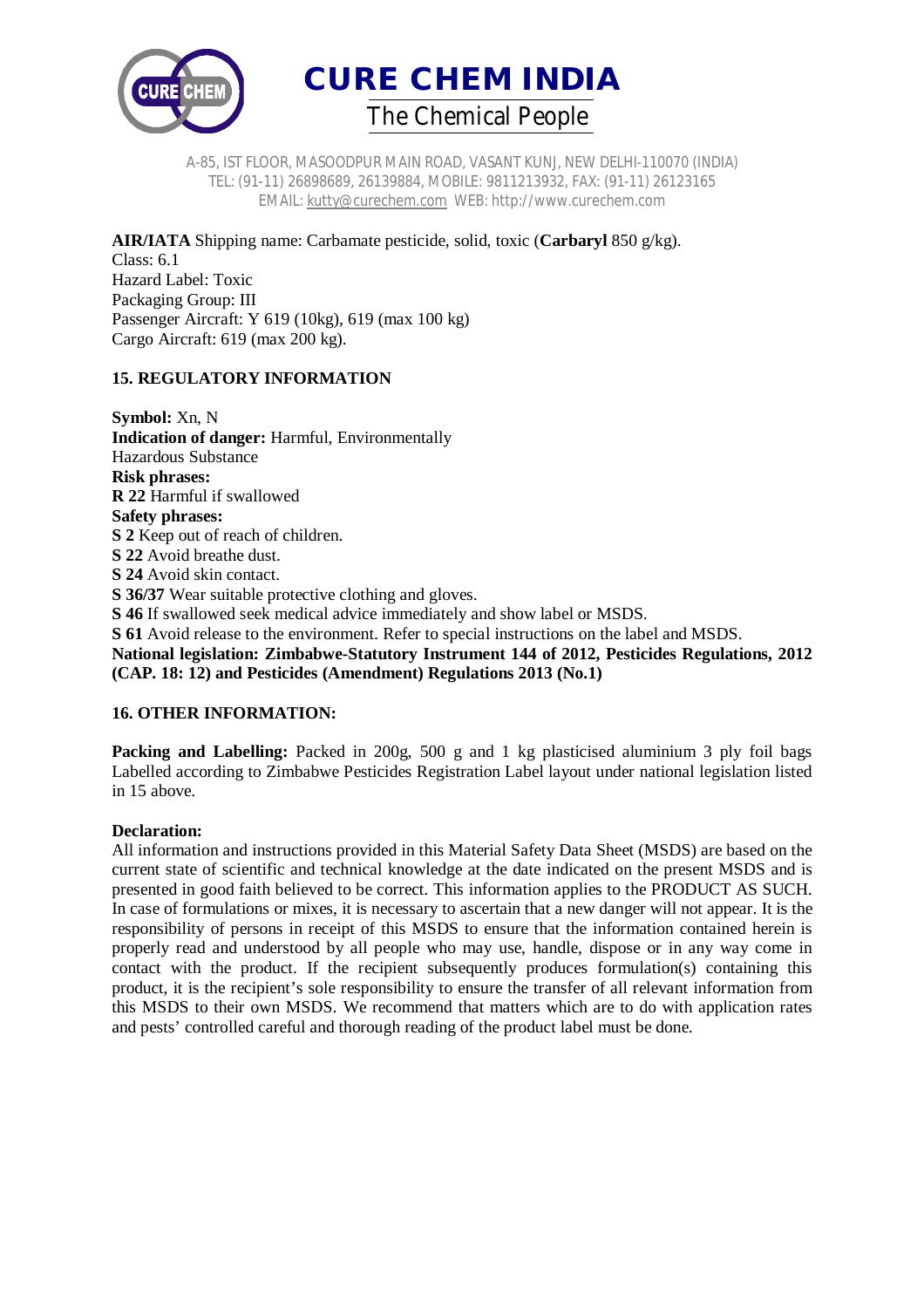**AIR/IATA** Shipping name: Carbamate pesticide, solid, toxic (**Carbaryl** 850 g/kg).
Class: 6.1
Hazard Label: Toxic
Packaging Group: III
Passenger Aircraft: Y 619 (10kg), 619 (max 100 kg)
Cargo Aircraft: 619 (max 200 kg).

## 15. REGULATORY INFORMATION

**Symbol:** Xn, N
**Indication of danger:** Harmful, Environmentally Hazardous Substance
**Risk phrases:**
**R 22** Harmful if swallowed
**Safety phrases:**
**S 2** Keep out of reach of children.
**S 22** Avoid breathe dust.
**S 24** Avoid skin contact.
**S 36/37** Wear suitable protective clothing and gloves.
**S 46** If swallowed seek medical advice immediately and show label or MSDS.
**S 61** Avoid release to the environment. Refer to special instructions on the label and MSDS.
**National legislation: Zimbabwe-Statutory Instrument 144 of 2012, Pesticides Regulations, 2012 (CAP. 18: 12) and Pesticides (Amendment) Regulations 2013 (No.1)**

## 16. OTHER INFORMATION:

**Packing and Labelling:** Packed in 200g, 500 g and 1 kg plasticised aluminium 3 ply foil bags Labelled according to Zimbabwe Pesticides Registration Label layout under national legislation listed in 15 above.

**Declaration:**
All information and instructions provided in this Material Safety Data Sheet (MSDS) are based on the current state of scientific and technical knowledge at the date indicated on the present MSDS and is presented in good faith believed to be correct. This information applies to the PRODUCT AS SUCH. In case of formulations or mixes, it is necessary to ascertain that a new danger will not appear. It is the responsibility of persons in receipt of this MSDS to ensure that the information contained herein is properly read and understood by all people who may use, handle, dispose or in any way come in contact with the product. If the recipient subsequently produces formulation(s) containing this product, it is the recipient's sole responsibility to ensure the transfer of all relevant information from this MSDS to their own MSDS. We recommend that matters which are to do with application rates and pests' controlled careful and thorough reading of the product label must be done.